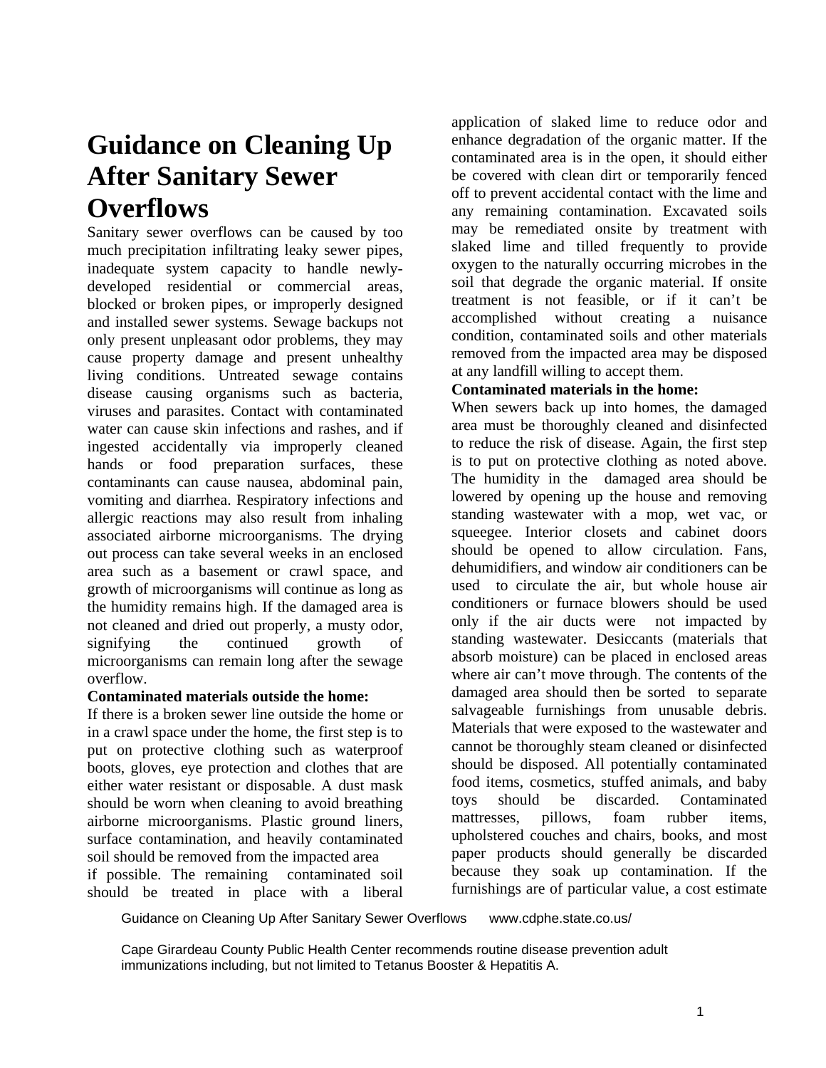# Guidance on Cleaning Up After Sanitary Sewer Overflows

Sanitary sewer overflows can be caused by too much precipitation infiltrating leaky sewer pipes, inadequate system capacity to handle newly-developed residential or commercial areas, blocked or broken pipes, or improperly designed and installed sewer systems. Sewage backups not only present unpleasant odor problems, they may cause property damage and present unhealthy living conditions. Untreated sewage contains disease causing organisms such as bacteria, viruses and parasites. Contact with contaminated water can cause skin infections and rashes, and if ingested accidentally via improperly cleaned hands or food preparation surfaces, these contaminants can cause nausea, abdominal pain, vomiting and diarrhea. Respiratory infections and allergic reactions may also result from inhaling associated airborne microorganisms. The drying out process can take several weeks in an enclosed area such as a basement or crawl space, and growth of microorganisms will continue as long as the humidity remains high. If the damaged area is not cleaned and dried out properly, a musty odor, signifying the continued growth of microorganisms can remain long after the sewage overflow.

**Contaminated materials outside the home:**

If there is a broken sewer line outside the home or in a crawl space under the home, the first step is to put on protective clothing such as waterproof boots, gloves, eye protection and clothes that are either water resistant or disposable. A dust mask should be worn when cleaning to avoid breathing airborne microorganisms. Plastic ground liners, surface contamination, and heavily contaminated soil should be removed from the impacted area if possible. The remaining contaminated soil should be treated in place with a liberal application of slaked lime to reduce odor and enhance degradation of the organic matter. If the contaminated area is in the open, it should either be covered with clean dirt or temporarily fenced off to prevent accidental contact with the lime and any remaining contamination. Excavated soils may be remediated onsite by treatment with slaked lime and tilled frequently to provide oxygen to the naturally occurring microbes in the soil that degrade the organic material. If onsite treatment is not feasible, or if it can't be accomplished without creating a nuisance condition, contaminated soils and other materials removed from the impacted area may be disposed at any landfill willing to accept them.

**Contaminated materials in the home:**

When sewers back up into homes, the damaged area must be thoroughly cleaned and disinfected to reduce the risk of disease. Again, the first step is to put on protective clothing as noted above. The humidity in the damaged area should be lowered by opening up the house and removing standing wastewater with a mop, wet vac, or squeegee. Interior closets and cabinet doors should be opened to allow circulation. Fans, dehumidifiers, and window air conditioners can be used to circulate the air, but whole house air conditioners or furnace blowers should be used only if the air ducts were not impacted by standing wastewater. Desiccants (materials that absorb moisture) can be placed in enclosed areas where air can't move through. The contents of the damaged area should then be sorted to separate salvageable furnishings from unusable debris. Materials that were exposed to the wastewater and cannot be thoroughly steam cleaned or disinfected should be disposed. All potentially contaminated food items, cosmetics, stuffed animals, and baby toys should be discarded. Contaminated mattresses, pillows, foam rubber items, upholstered couches and chairs, books, and most paper products should generally be discarded because they soak up contamination. If the furnishings are of particular value, a cost estimate

Guidance on Cleaning Up After Sanitary Sewer Overflows www.cdphe.state.co.us/

Cape Girardeau County Public Health Center recommends routine disease prevention adult immunizations including, but not limited to Tetanus Booster & Hepatitis A.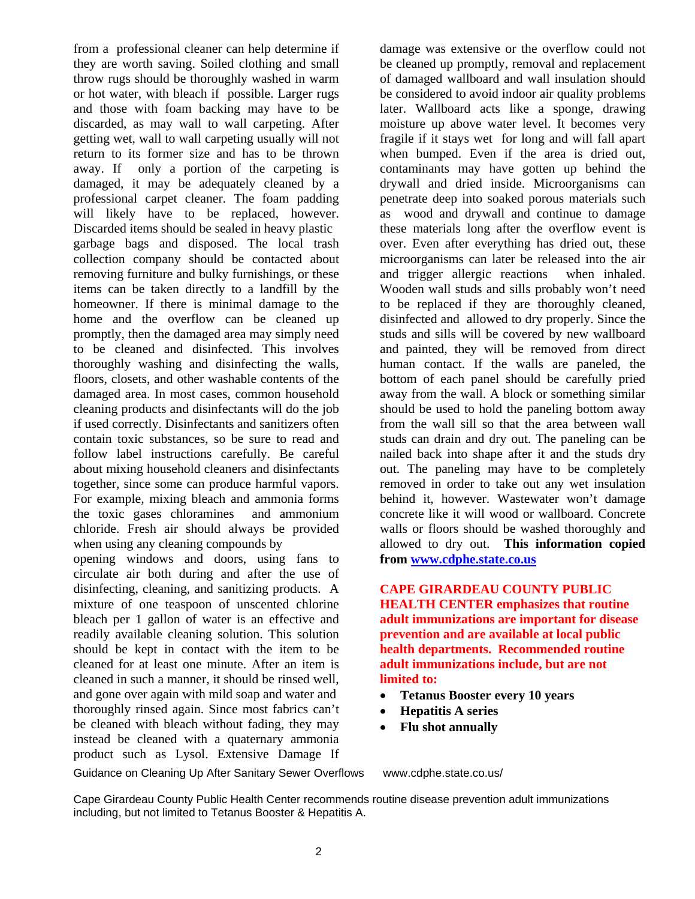from a professional cleaner can help determine if they are worth saving. Soiled clothing and small throw rugs should be thoroughly washed in warm or hot water, with bleach if possible. Larger rugs and those with foam backing may have to be discarded, as may wall to wall carpeting. After getting wet, wall to wall carpeting usually will not return to its former size and has to be thrown away. If only a portion of the carpeting is damaged, it may be adequately cleaned by a professional carpet cleaner. The foam padding will likely have to be replaced, however. Discarded items should be sealed in heavy plastic garbage bags and disposed. The local trash collection company should be contacted about removing furniture and bulky furnishings, or these items can be taken directly to a landfill by the homeowner. If there is minimal damage to the home and the overflow can be cleaned up promptly, then the damaged area may simply need to be cleaned and disinfected. This involves thoroughly washing and disinfecting the walls, floors, closets, and other washable contents of the damaged area. In most cases, common household cleaning products and disinfectants will do the job if used correctly. Disinfectants and sanitizers often contain toxic substances, so be sure to read and follow label instructions carefully. Be careful about mixing household cleaners and disinfectants together, since some can produce harmful vapors. For example, mixing bleach and ammonia forms the toxic gases chloramines and ammonium chloride. Fresh air should always be provided when using any cleaning compounds by opening windows and doors, using fans to circulate air both during and after the use of disinfecting, cleaning, and sanitizing products. A mixture of one teaspoon of unscented chlorine bleach per 1 gallon of water is an effective and readily available cleaning solution. This solution should be kept in contact with the item to be cleaned for at least one minute. After an item is cleaned in such a manner, it should be rinsed well, and gone over again with mild soap and water and thoroughly rinsed again. Since most fabrics can't be cleaned with bleach without fading, they may instead be cleaned with a quaternary ammonia product such as Lysol. Extensive Damage If damage was extensive or the overflow could not be cleaned up promptly, removal and replacement of damaged wallboard and wall insulation should be considered to avoid indoor air quality problems later. Wallboard acts like a sponge, drawing moisture up above water level. It becomes very fragile if it stays wet for long and will fall apart when bumped. Even if the area is dried out, contaminants may have gotten up behind the drywall and dried inside. Microorganisms can penetrate deep into soaked porous materials such as wood and drywall and continue to damage these materials long after the overflow event is over. Even after everything has dried out, these microorganisms can later be released into the air and trigger allergic reactions when inhaled. Wooden wall studs and sills probably won't need to be replaced if they are thoroughly cleaned, disinfected and allowed to dry properly. Since the studs and sills will be covered by new wallboard and painted, they will be removed from direct human contact. If the walls are paneled, the bottom of each panel should be carefully pried away from the wall. A block or something similar should be used to hold the paneling bottom away from the wall sill so that the area between wall studs can drain and dry out. The paneling can be nailed back into shape after it and the studs dry out. The paneling may have to be completely removed in order to take out any wet insulation behind it, however. Wastewater won't damage concrete like it will wood or wallboard. Concrete walls or floors should be washed thoroughly and allowed to dry out. **This information copied from www.cdphe.state.co.us**

**CAPE GIRARDEAU COUNTY PUBLIC HEALTH CENTER emphasizes that routine adult immunizations are important for disease prevention and are available at local public health departments. Recommended routine adult immunizations include, but are not limited to:**

- **Tetanus Booster every 10 years**
- **Hepatitis A series**
- **Flu shot annually**

Guidance on Cleaning Up After Sanitary Sewer Overflows www.cdphe.state.co.us/

Cape Girardeau County Public Health Center recommends routine disease prevention adult immunizations including, but not limited to Tetanus Booster & Hepatitis A.